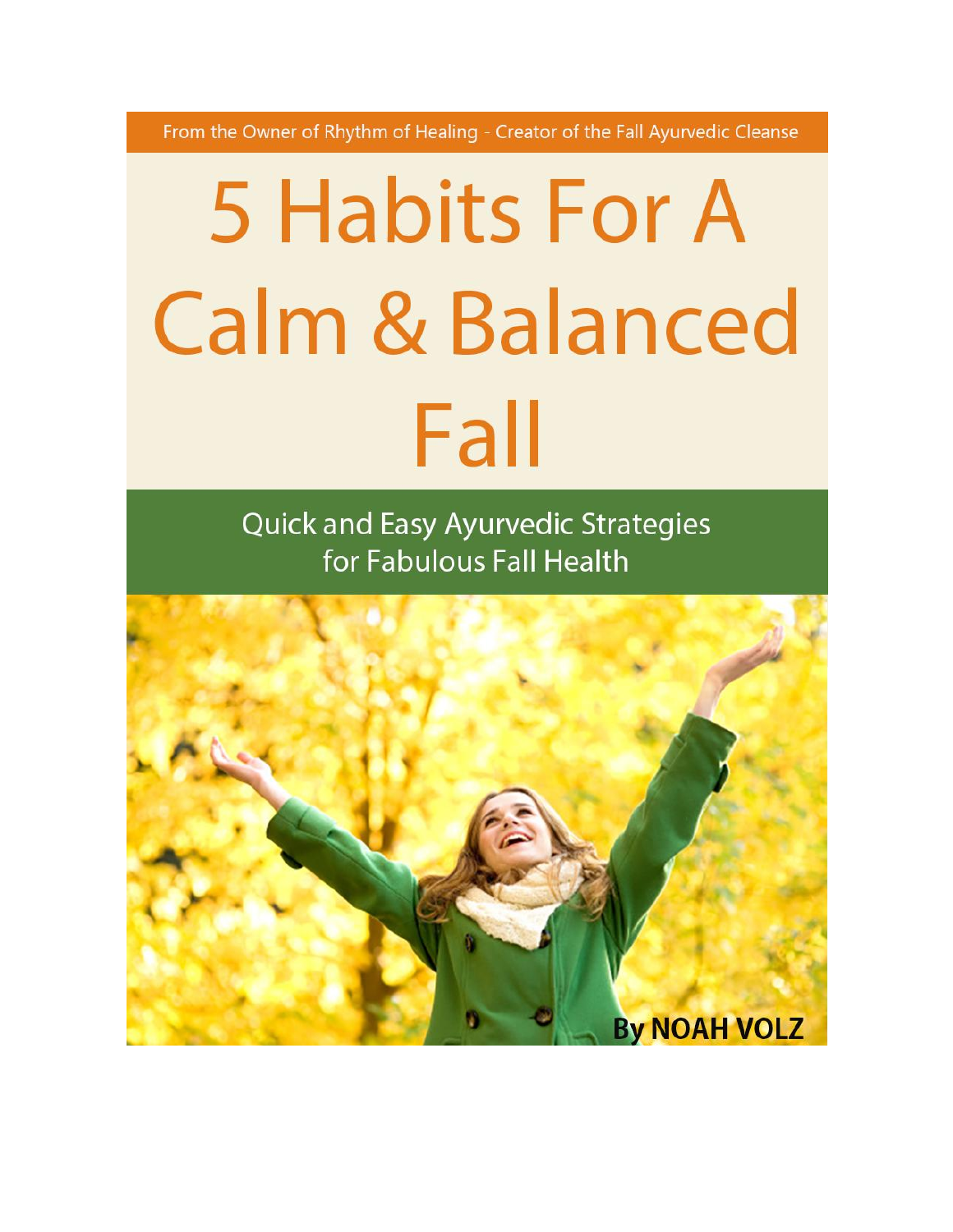From the Owner of Rhythm of Healing - Creator of the Fall Ayurvedic Cleanse

# 5 Habits For A Calm & Balanced Fall

## Quick and Easy Ayurvedic Strategies for Fabulous Fall Health

**By NOAH VOLZ**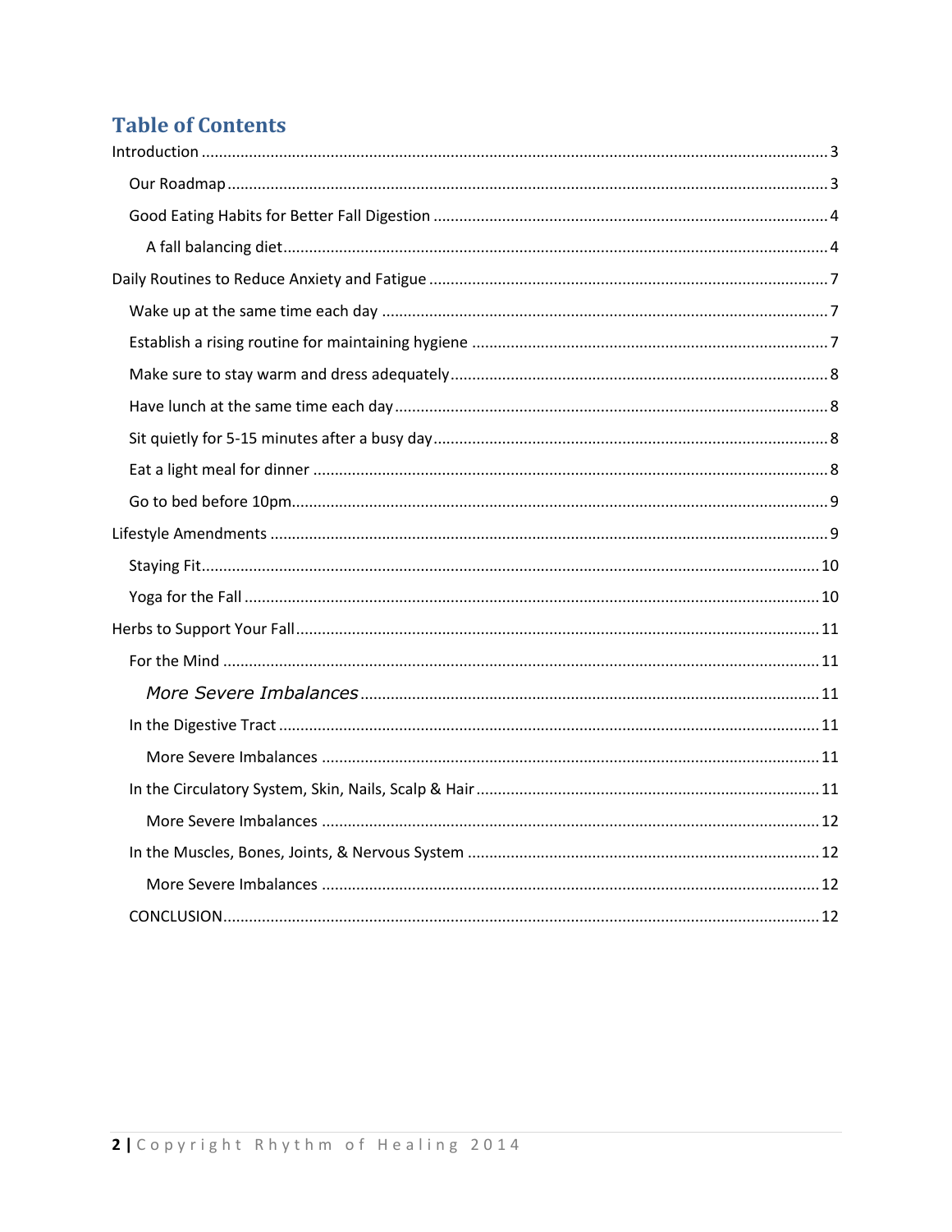## Table of Contents

Introduction ........ 3

- Our Roadmap ........ 3
- Good Eating Habits for Better Fall Digestion ........ 4
  - A fall balancing diet ........ 4

Daily Routines to Reduce Anxiety and Fatigue ........ 7

- Wake up at the same time each day ........ 7
- Establish a rising routine for maintaining hygiene ........ 7
- Make sure to stay warm and dress adequately ........ 8
- Have lunch at the same time each day ........ 8
- Sit quietly for 5-15 minutes after a busy day ........ 8
- Eat a light meal for dinner ........ 8
- Go to bed before 10pm ........ 9

Lifestyle Amendments ........ 9

- Staying Fit ........ 10
- Yoga for the Fall ........ 10

Herbs to Support Your Fall ........ 11

- For the Mind ........ 11
  - *More Severe Imbalances* ........ 11
- In the Digestive Tract ........ 11
  - More Severe Imbalances ........ 11
- In the Circulatory System, Skin, Nails, Scalp & Hair ........ 11
  - More Severe Imbalances ........ 12
- In the Muscles, Bones, Joints, & Nervous System ........ 12
  - More Severe Imbalances ........ 12
- CONCLUSION ........ 12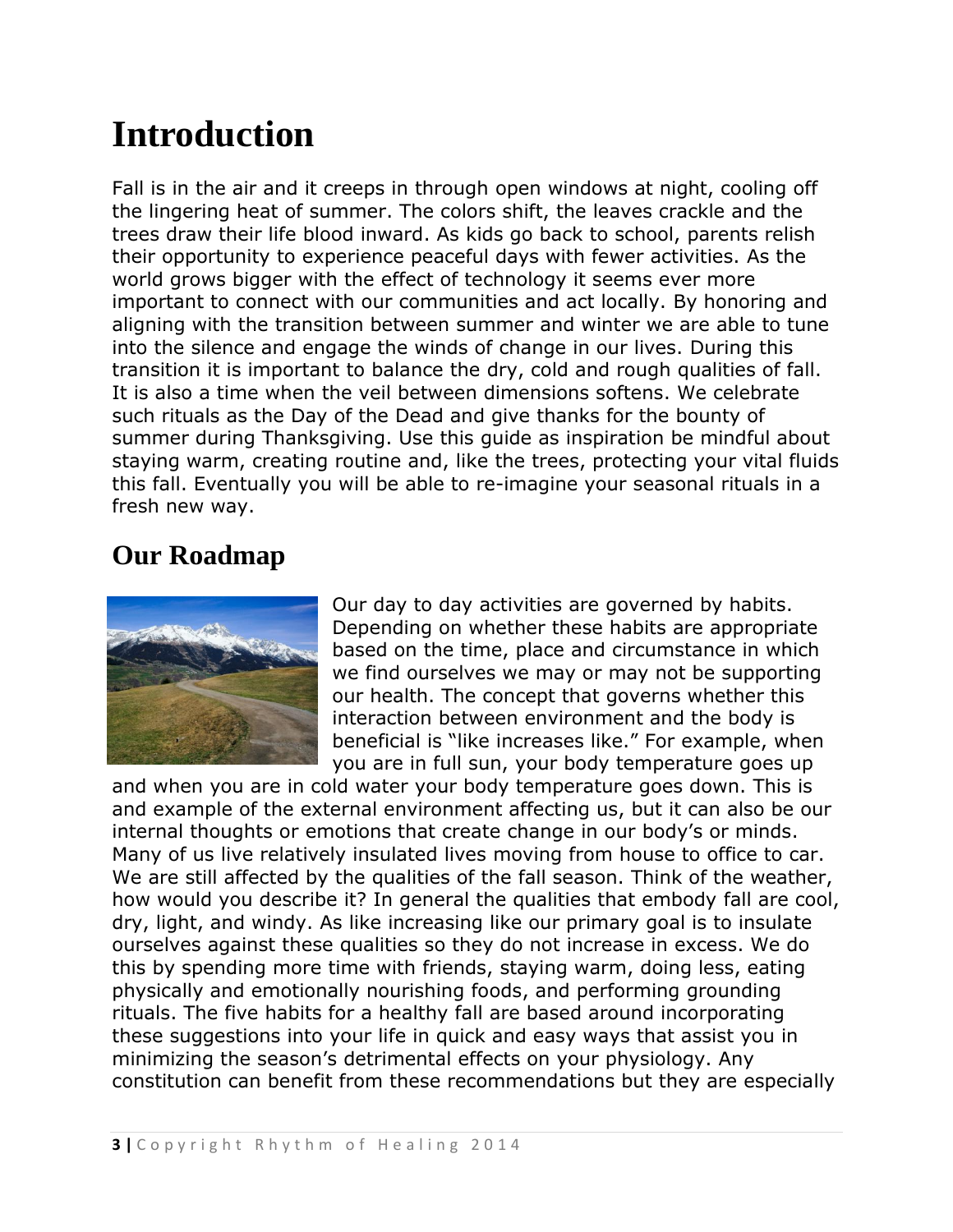# Introduction

Fall is in the air and it creeps in through open windows at night, cooling off the lingering heat of summer. The colors shift, the leaves crackle and the trees draw their life blood inward. As kids go back to school, parents relish their opportunity to experience peaceful days with fewer activities. As the world grows bigger with the effect of technology it seems ever more important to connect with our communities and act locally. By honoring and aligning with the transition between summer and winter we are able to tune into the silence and engage the winds of change in our lives. During this transition it is important to balance the dry, cold and rough qualities of fall. It is also a time when the veil between dimensions softens. We celebrate such rituals as the Day of the Dead and give thanks for the bounty of summer during Thanksgiving. Use this guide as inspiration be mindful about staying warm, creating routine and, like the trees, protecting your vital fluids this fall. Eventually you will be able to re-imagine your seasonal rituals in a fresh new way.

## Our Roadmap

Our day to day activities are governed by habits. Depending on whether these habits are appropriate based on the time, place and circumstance in which we find ourselves we may or may not be supporting our health. The concept that governs whether this interaction between environment and the body is beneficial is "like increases like." For example, when you are in full sun, your body temperature goes up and when you are in cold water your body temperature goes down. This is and example of the external environment affecting us, but it can also be our internal thoughts or emotions that create change in our body's or minds. Many of us live relatively insulated lives moving from house to office to car. We are still affected by the qualities of the fall season. Think of the weather, how would you describe it? In general the qualities that embody fall are cool, dry, light, and windy. As like increasing like our primary goal is to insulate ourselves against these qualities so they do not increase in excess. We do this by spending more time with friends, staying warm, doing less, eating physically and emotionally nourishing foods, and performing grounding rituals. The five habits for a healthy fall are based around incorporating these suggestions into your life in quick and easy ways that assist you in minimizing the season's detrimental effects on your physiology. Any constitution can benefit from these recommendations but they are especially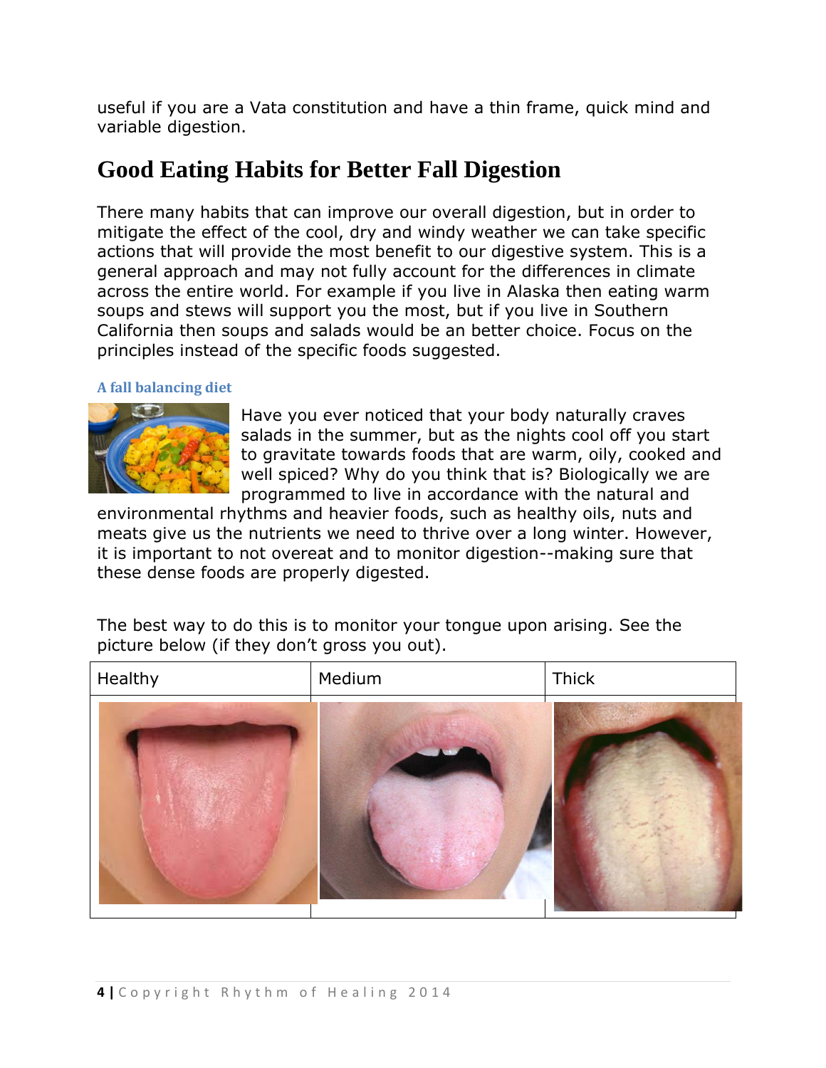useful if you are a Vata constitution and have a thin frame, quick mind and variable digestion.

## Good Eating Habits for Better Fall Digestion

There many habits that can improve our overall digestion, but in order to mitigate the effect of the cool, dry and windy weather we can take specific actions that will provide the most benefit to our digestive system. This is a general approach and may not fully account for the differences in climate across the entire world. For example if you live in Alaska then eating warm soups and stews will support you the most, but if you live in Southern California then soups and salads would be an better choice. Focus on the principles instead of the specific foods suggested.

### A fall balancing diet

Have you ever noticed that your body naturally craves salads in the summer, but as the nights cool off you start to gravitate towards foods that are warm, oily, cooked and well spiced? Why do you think that is? Biologically we are programmed to live in accordance with the natural and environmental rhythms and heavier foods, such as healthy oils, nuts and meats give us the nutrients we need to thrive over a long winter. However, it is important to not overeat and to monitor digestion--making sure that these dense foods are properly digested.

The best way to do this is to monitor your tongue upon arising. See the picture below (if they don't gross you out).

| Healthy | Medium | Thick |
| --- | --- | --- |
| | | |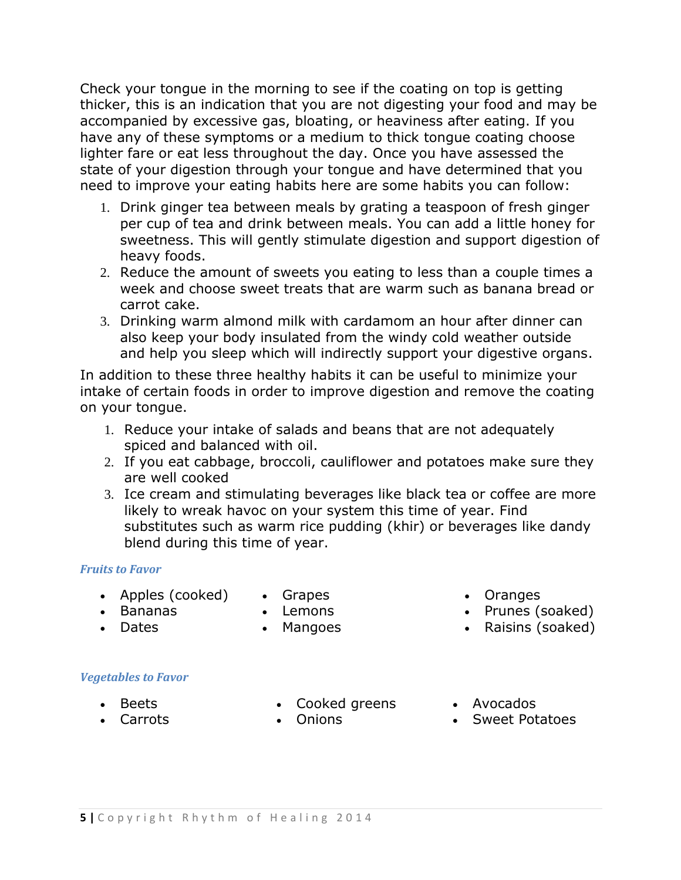Check your tongue in the morning to see if the coating on top is getting thicker, this is an indication that you are not digesting your food and may be accompanied by excessive gas, bloating, or heaviness after eating. If you have any of these symptoms or a medium to thick tongue coating choose lighter fare or eat less throughout the day. Once you have assessed the state of your digestion through your tongue and have determined that you need to improve your eating habits here are some habits you can follow:

1. Drink ginger tea between meals by grating a teaspoon of fresh ginger per cup of tea and drink between meals. You can add a little honey for sweetness. This will gently stimulate digestion and support digestion of heavy foods.
2. Reduce the amount of sweets you eating to less than a couple times a week and choose sweet treats that are warm such as banana bread or carrot cake.
3. Drinking warm almond milk with cardamom an hour after dinner can also keep your body insulated from the windy cold weather outside and help you sleep which will indirectly support your digestive organs.

In addition to these three healthy habits it can be useful to minimize your intake of certain foods in order to improve digestion and remove the coating on your tongue.

1. Reduce your intake of salads and beans that are not adequately spiced and balanced with oil.
2. If you eat cabbage, broccoli, cauliflower and potatoes make sure they are well cooked
3. Ice cream and stimulating beverages like black tea or coffee are more likely to wreak havoc on your system this time of year. Find substitutes such as warm rice pudding (khir) or beverages like dandy blend during this time of year.

### *Fruits to Favor*

- Apples (cooked)
- Bananas
- Dates
- Grapes
- Lemons
- Mangoes
- Oranges
- Prunes (soaked)
- Raisins (soaked)

### *Vegetables to Favor*

- Beets
- Carrots
- Cooked greens
- Onions
- Avocados
- Sweet Potatoes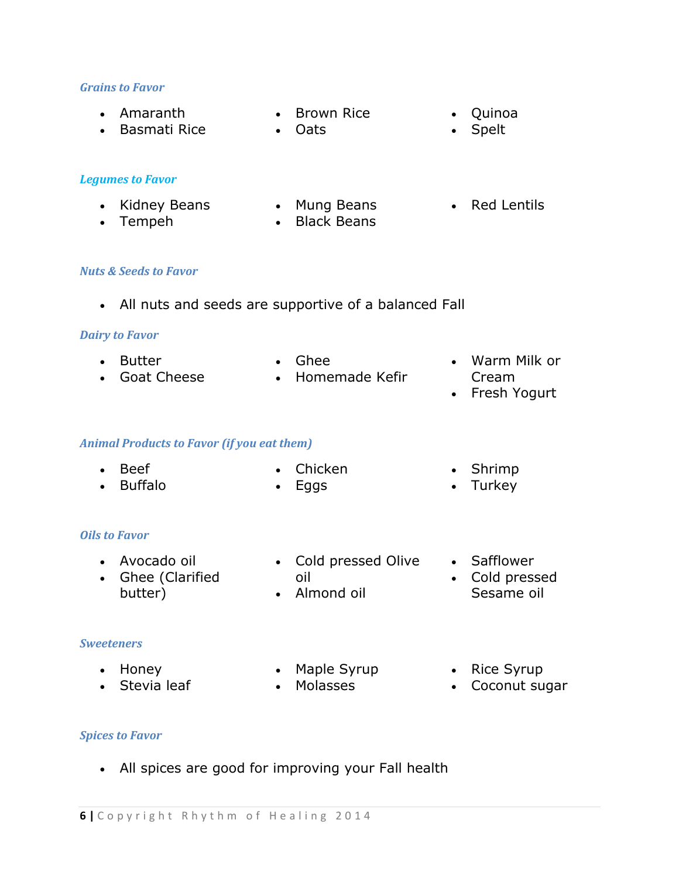### *Grains to Favor*

- Amaranth
- Basmati Rice
- Brown Rice
- Oats
- Quinoa
- Spelt

### *Legumes to Favor*

- Kidney Beans
- Tempeh
- Mung Beans
- Black Beans
- Red Lentils

### *Nuts & Seeds to Favor*

- All nuts and seeds are supportive of a balanced Fall

### *Dairy to Favor*

- Butter
- Goat Cheese
- Ghee
- Homemade Kefir
- Warm Milk or Cream
- Fresh Yogurt

### *Animal Products to Favor (if you eat them)*

- Beef
- Buffalo
- Chicken
- Eggs
- Shrimp
- Turkey

### *Oils to Favor*

- Avocado oil
- Ghee (Clarified butter)
- Cold pressed Olive oil
- Almond oil
- Safflower
- Cold pressed Sesame oil

### *Sweeteners*

- Honey
- Stevia leaf
- Maple Syrup
- Molasses
- Rice Syrup
- Coconut sugar

### *Spices to Favor*

- All spices are good for improving your Fall health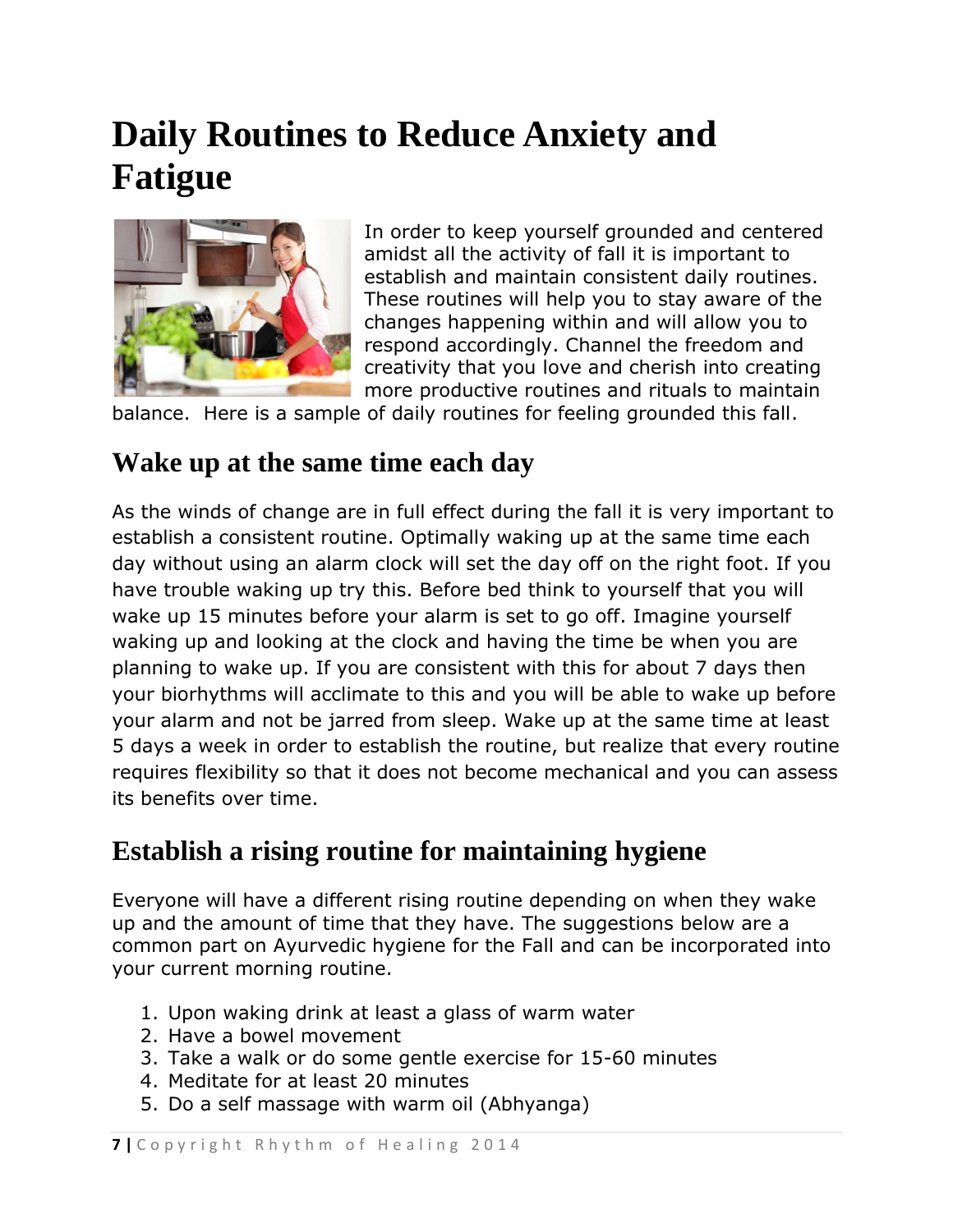# Daily Routines to Reduce Anxiety and Fatigue

In order to keep yourself grounded and centered amidst all the activity of fall it is important to establish and maintain consistent daily routines. These routines will help you to stay aware of the changes happening within and will allow you to respond accordingly. Channel the freedom and creativity that you love and cherish into creating more productive routines and rituals to maintain balance. Here is a sample of daily routines for feeling grounded this fall.

## Wake up at the same time each day

As the winds of change are in full effect during the fall it is very important to establish a consistent routine. Optimally waking up at the same time each day without using an alarm clock will set the day off on the right foot. If you have trouble waking up try this. Before bed think to yourself that you will wake up 15 minutes before your alarm is set to go off. Imagine yourself waking up and looking at the clock and having the time be when you are planning to wake up. If you are consistent with this for about 7 days then your biorhythms will acclimate to this and you will be able to wake up before your alarm and not be jarred from sleep. Wake up at the same time at least 5 days a week in order to establish the routine, but realize that every routine requires flexibility so that it does not become mechanical and you can assess its benefits over time.

## Establish a rising routine for maintaining hygiene

Everyone will have a different rising routine depending on when they wake up and the amount of time that they have. The suggestions below are a common part on Ayurvedic hygiene for the Fall and can be incorporated into your current morning routine.

1. Upon waking drink at least a glass of warm water
2. Have a bowel movement
3. Take a walk or do some gentle exercise for 15-60 minutes
4. Meditate for at least 20 minutes
5. Do a self massage with warm oil (Abhyanga)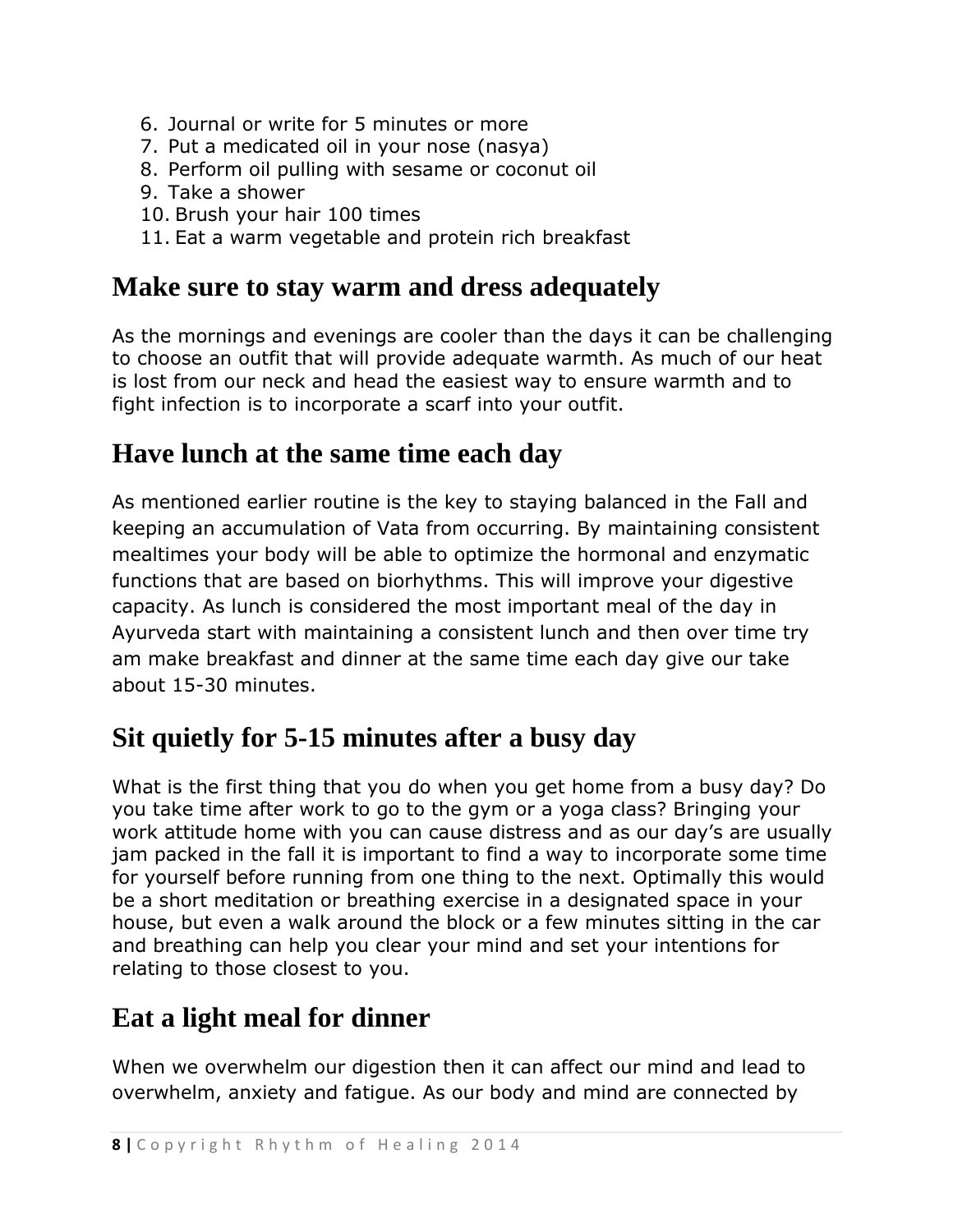6. Journal or write for 5 minutes or more
7. Put a medicated oil in your nose (nasya)
8. Perform oil pulling with sesame or coconut oil
9. Take a shower
10. Brush your hair 100 times
11. Eat a warm vegetable and protein rich breakfast

## Make sure to stay warm and dress adequately

As the mornings and evenings are cooler than the days it can be challenging to choose an outfit that will provide adequate warmth. As much of our heat is lost from our neck and head the easiest way to ensure warmth and to fight infection is to incorporate a scarf into your outfit.

## Have lunch at the same time each day

As mentioned earlier routine is the key to staying balanced in the Fall and keeping an accumulation of Vata from occurring. By maintaining consistent mealtimes your body will be able to optimize the hormonal and enzymatic functions that are based on biorhythms. This will improve your digestive capacity. As lunch is considered the most important meal of the day in Ayurveda start with maintaining a consistent lunch and then over time try am make breakfast and dinner at the same time each day give our take about 15-30 minutes.

## Sit quietly for 5-15 minutes after a busy day

What is the first thing that you do when you get home from a busy day? Do you take time after work to go to the gym or a yoga class? Bringing your work attitude home with you can cause distress and as our day's are usually jam packed in the fall it is important to find a way to incorporate some time for yourself before running from one thing to the next. Optimally this would be a short meditation or breathing exercise in a designated space in your house, but even a walk around the block or a few minutes sitting in the car and breathing can help you clear your mind and set your intentions for relating to those closest to you.

## Eat a light meal for dinner

When we overwhelm our digestion then it can affect our mind and lead to overwhelm, anxiety and fatigue. As our body and mind are connected by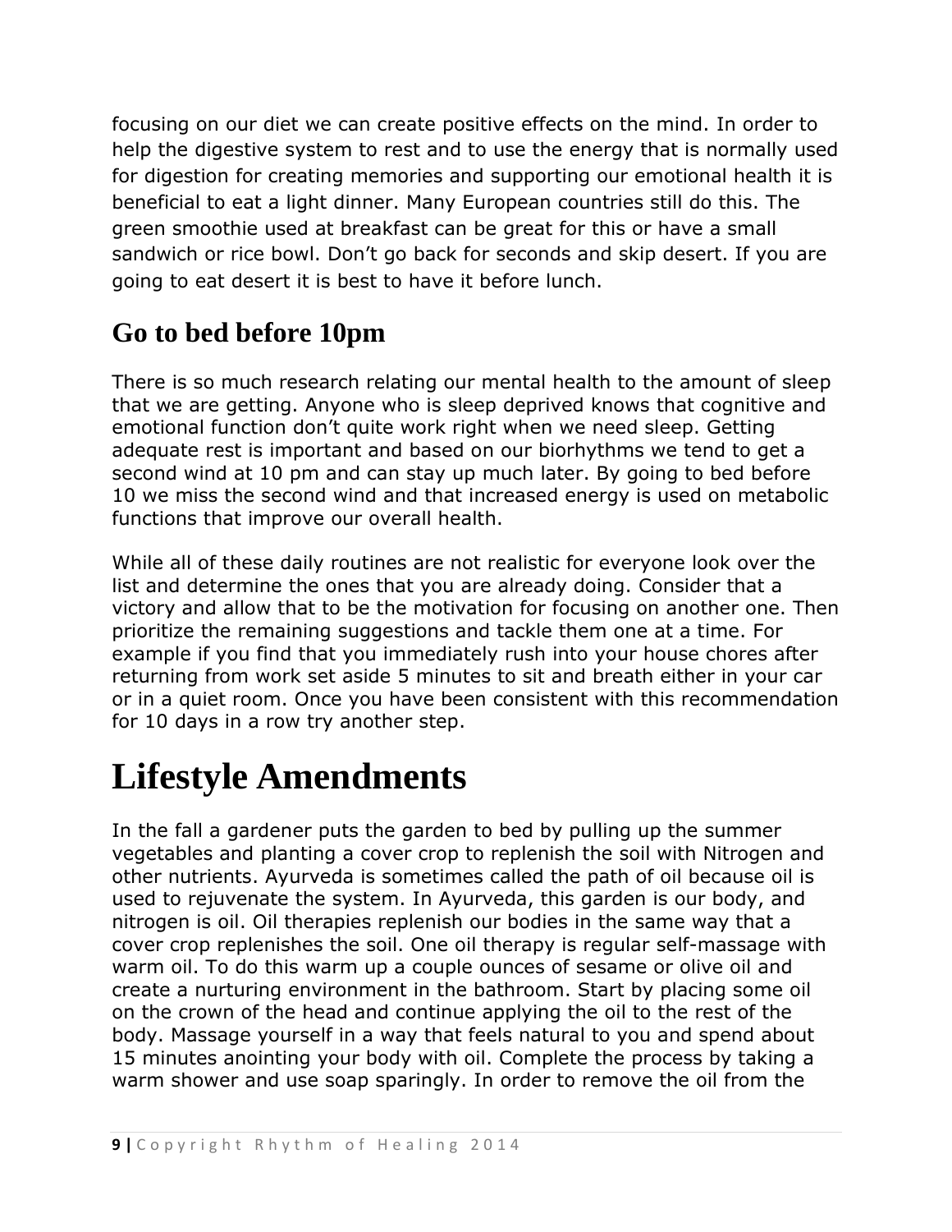focusing on our diet we can create positive effects on the mind. In order to help the digestive system to rest and to use the energy that is normally used for digestion for creating memories and supporting our emotional health it is beneficial to eat a light dinner. Many European countries still do this. The green smoothie used at breakfast can be great for this or have a small sandwich or rice bowl. Don't go back for seconds and skip desert. If you are going to eat desert it is best to have it before lunch.

## Go to bed before 10pm

There is so much research relating our mental health to the amount of sleep that we are getting. Anyone who is sleep deprived knows that cognitive and emotional function don't quite work right when we need sleep. Getting adequate rest is important and based on our biorhythms we tend to get a second wind at 10 pm and can stay up much later. By going to bed before 10 we miss the second wind and that increased energy is used on metabolic functions that improve our overall health.

While all of these daily routines are not realistic for everyone look over the list and determine the ones that you are already doing. Consider that a victory and allow that to be the motivation for focusing on another one. Then prioritize the remaining suggestions and tackle them one at a time. For example if you find that you immediately rush into your house chores after returning from work set aside 5 minutes to sit and breath either in your car or in a quiet room. Once you have been consistent with this recommendation for 10 days in a row try another step.

# Lifestyle Amendments

In the fall a gardener puts the garden to bed by pulling up the summer vegetables and planting a cover crop to replenish the soil with Nitrogen and other nutrients. Ayurveda is sometimes called the path of oil because oil is used to rejuvenate the system. In Ayurveda, this garden is our body, and nitrogen is oil. Oil therapies replenish our bodies in the same way that a cover crop replenishes the soil. One oil therapy is regular self-massage with warm oil. To do this warm up a couple ounces of sesame or olive oil and create a nurturing environment in the bathroom. Start by placing some oil on the crown of the head and continue applying the oil to the rest of the body. Massage yourself in a way that feels natural to you and spend about 15 minutes anointing your body with oil. Complete the process by taking a warm shower and use soap sparingly. In order to remove the oil from the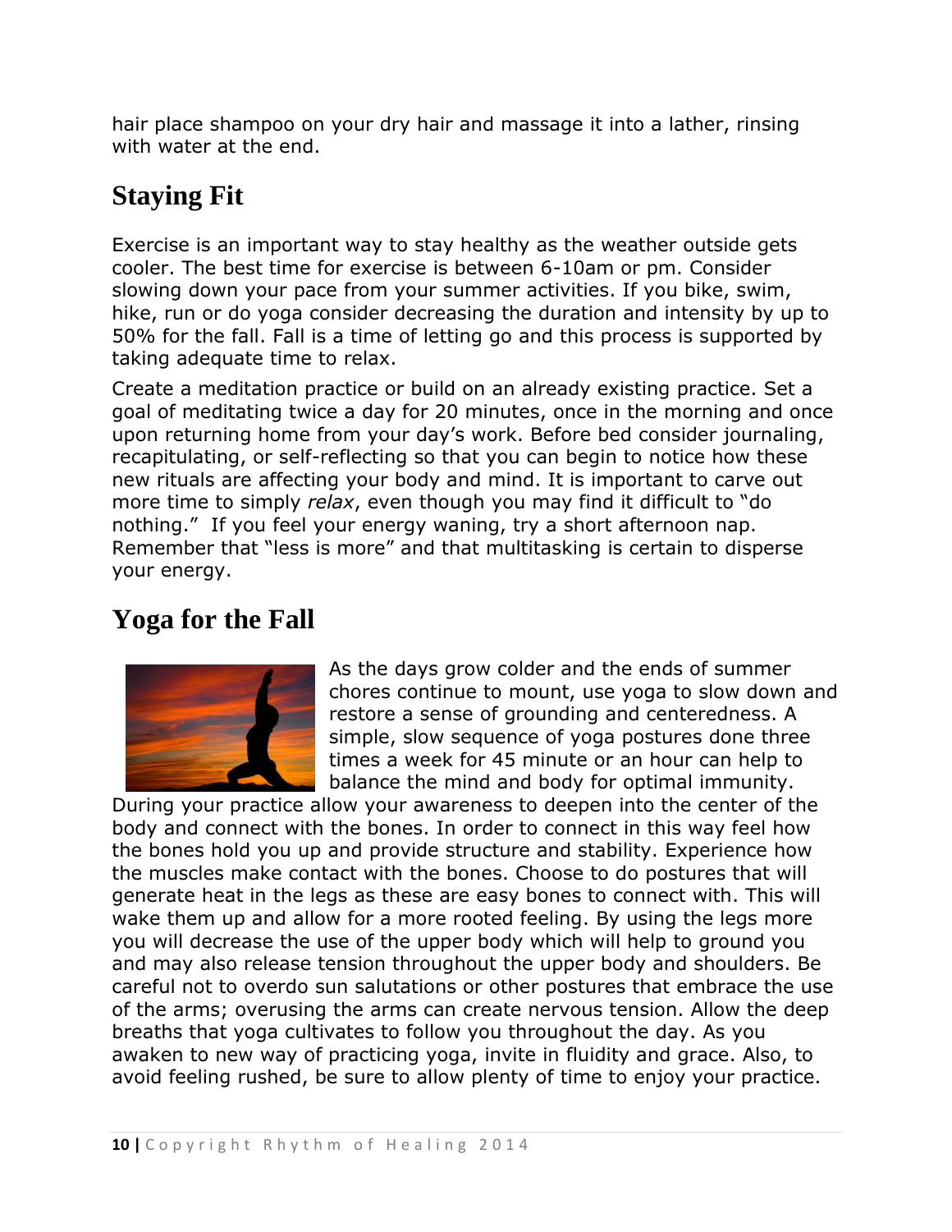hair place shampoo on your dry hair and massage it into a lather, rinsing with water at the end.

## Staying Fit

Exercise is an important way to stay healthy as the weather outside gets cooler. The best time for exercise is between 6-10am or pm. Consider slowing down your pace from your summer activities. If you bike, swim, hike, run or do yoga consider decreasing the duration and intensity by up to 50% for the fall. Fall is a time of letting go and this process is supported by taking adequate time to relax.

Create a meditation practice or build on an already existing practice. Set a goal of meditating twice a day for 20 minutes, once in the morning and once upon returning home from your day's work. Before bed consider journaling, recapitulating, or self-reflecting so that you can begin to notice how these new rituals are affecting your body and mind. It is important to carve out more time to simply *relax*, even though you may find it difficult to "do nothing." If you feel your energy waning, try a short afternoon nap. Remember that "less is more" and that multitasking is certain to disperse your energy.

## Yoga for the Fall

As the days grow colder and the ends of summer chores continue to mount, use yoga to slow down and restore a sense of grounding and centeredness. A simple, slow sequence of yoga postures done three times a week for 45 minute or an hour can help to balance the mind and body for optimal immunity. During your practice allow your awareness to deepen into the center of the body and connect with the bones. In order to connect in this way feel how the bones hold you up and provide structure and stability. Experience how the muscles make contact with the bones. Choose to do postures that will generate heat in the legs as these are easy bones to connect with. This will wake them up and allow for a more rooted feeling. By using the legs more you will decrease the use of the upper body which will help to ground you and may also release tension throughout the upper body and shoulders. Be careful not to overdo sun salutations or other postures that embrace the use of the arms; overusing the arms can create nervous tension. Allow the deep breaths that yoga cultivates to follow you throughout the day. As you awaken to new way of practicing yoga, invite in fluidity and grace. Also, to avoid feeling rushed, be sure to allow plenty of time to enjoy your practice.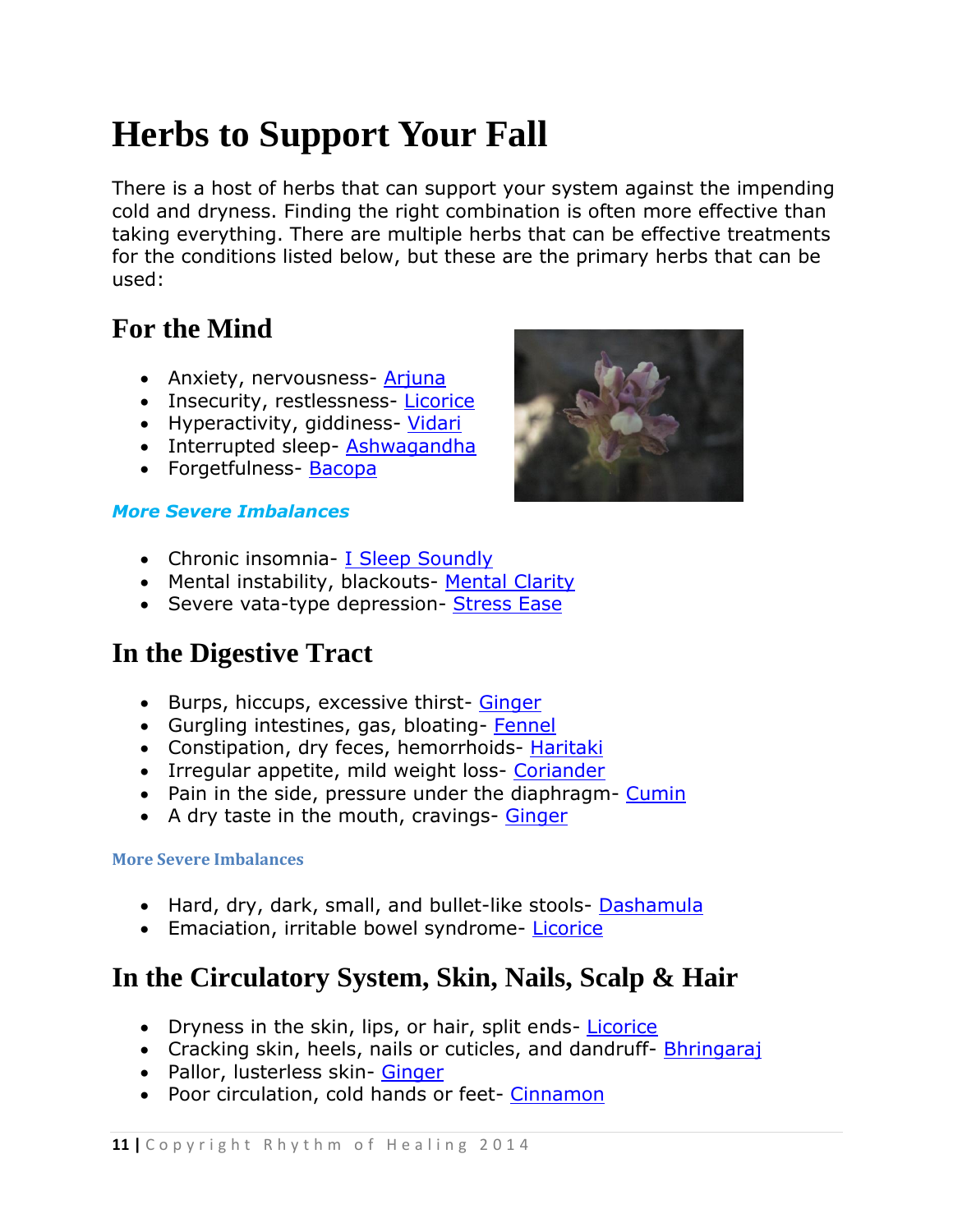# Herbs to Support Your Fall

There is a host of herbs that can support your system against the impending cold and dryness. Finding the right combination is often more effective than taking everything. There are multiple herbs that can be effective treatments for the conditions listed below, but these are the primary herbs that can be used:

## For the Mind

- Anxiety, nervousness- Arjuna
- Insecurity, restlessness- Licorice
- Hyperactivity, giddiness- Vidari
- Interrupted sleep- Ashwagandha
- Forgetfulness- Bacopa

#### *More Severe Imbalances*

- Chronic insomnia- I Sleep Soundly
- Mental instability, blackouts- Mental Clarity
- Severe vata-type depression- Stress Ease

## In the Digestive Tract

- Burps, hiccups, excessive thirst- Ginger
- Gurgling intestines, gas, bloating- Fennel
- Constipation, dry feces, hemorrhoids- Haritaki
- Irregular appetite, mild weight loss- Coriander
- Pain in the side, pressure under the diaphragm- Cumin
- A dry taste in the mouth, cravings- Ginger

#### More Severe Imbalances

- Hard, dry, dark, small, and bullet-like stools- Dashamula
- Emaciation, irritable bowel syndrome- Licorice

## In the Circulatory System, Skin, Nails, Scalp & Hair

- Dryness in the skin, lips, or hair, split ends- Licorice
- Cracking skin, heels, nails or cuticles, and dandruff- Bhringaraj
- Pallor, lusterless skin- Ginger
- Poor circulation, cold hands or feet- Cinnamon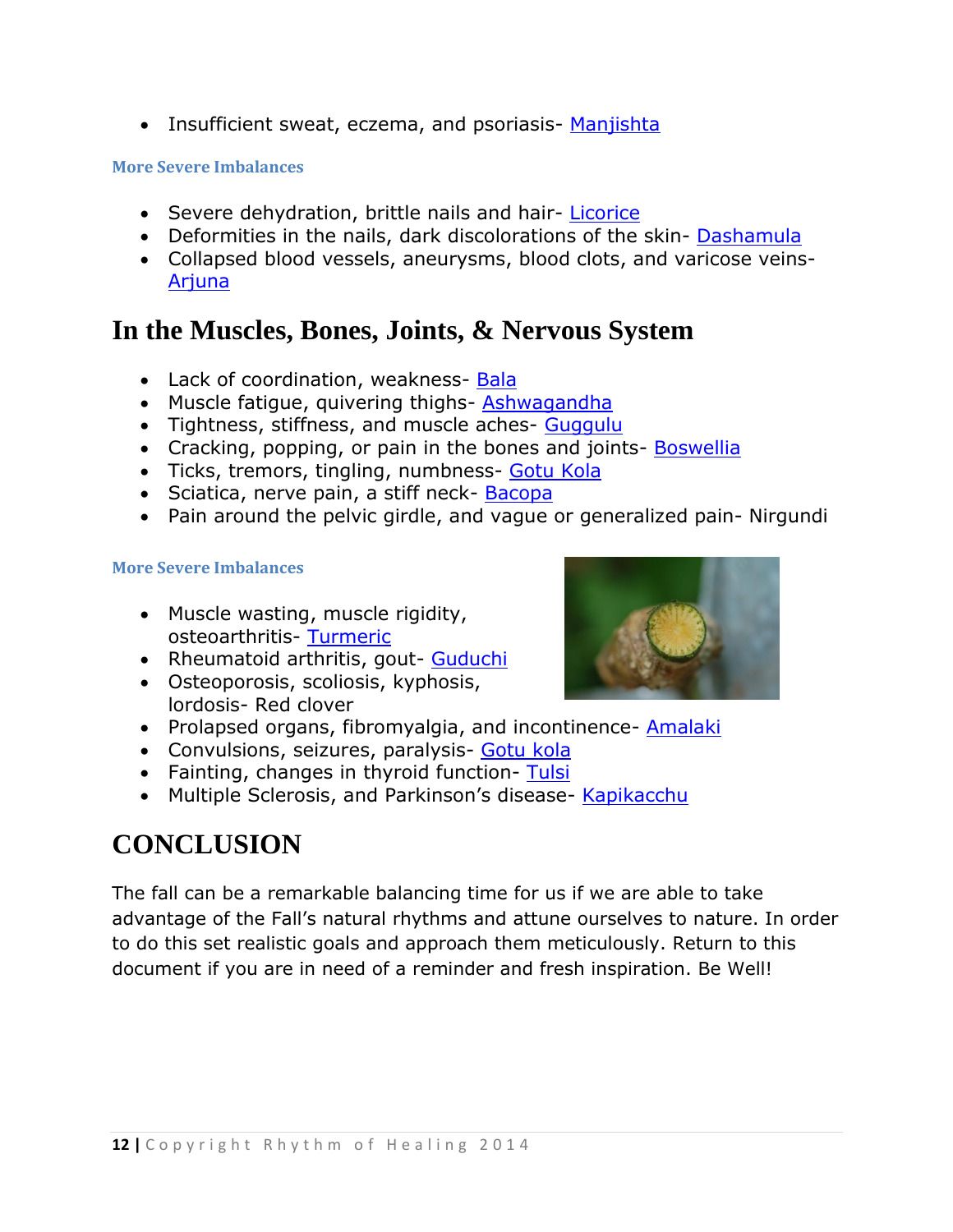- Insufficient sweat, eczema, and psoriasis- Manjishta

#### More Severe Imbalances

- Severe dehydration, brittle nails and hair- Licorice
- Deformities in the nails, dark discolorations of the skin- Dashamula
- Collapsed blood vessels, aneurysms, blood clots, and varicose veins- Arjuna

## In the Muscles, Bones, Joints, & Nervous System

- Lack of coordination, weakness- Bala
- Muscle fatigue, quivering thighs- Ashwagandha
- Tightness, stiffness, and muscle aches- Guggulu
- Cracking, popping, or pain in the bones and joints- Boswellia
- Ticks, tremors, tingling, numbness- Gotu Kola
- Sciatica, nerve pain, a stiff neck- Bacopa
- Pain around the pelvic girdle, and vague or generalized pain- Nirgundi

#### More Severe Imbalances

- Muscle wasting, muscle rigidity, osteoarthritis- Turmeric
- Rheumatoid arthritis, gout- Guduchi
- Osteoporosis, scoliosis, kyphosis, lordosis- Red clover
- Prolapsed organs, fibromyalgia, and incontinence- Amalaki
- Convulsions, seizures, paralysis- Gotu kola
- Fainting, changes in thyroid function- Tulsi
- Multiple Sclerosis, and Parkinson's disease- Kapikacchu

# CONCLUSION

The fall can be a remarkable balancing time for us if we are able to take advantage of the Fall's natural rhythms and attune ourselves to nature. In order to do this set realistic goals and approach them meticulously. Return to this document if you are in need of a reminder and fresh inspiration. Be Well!